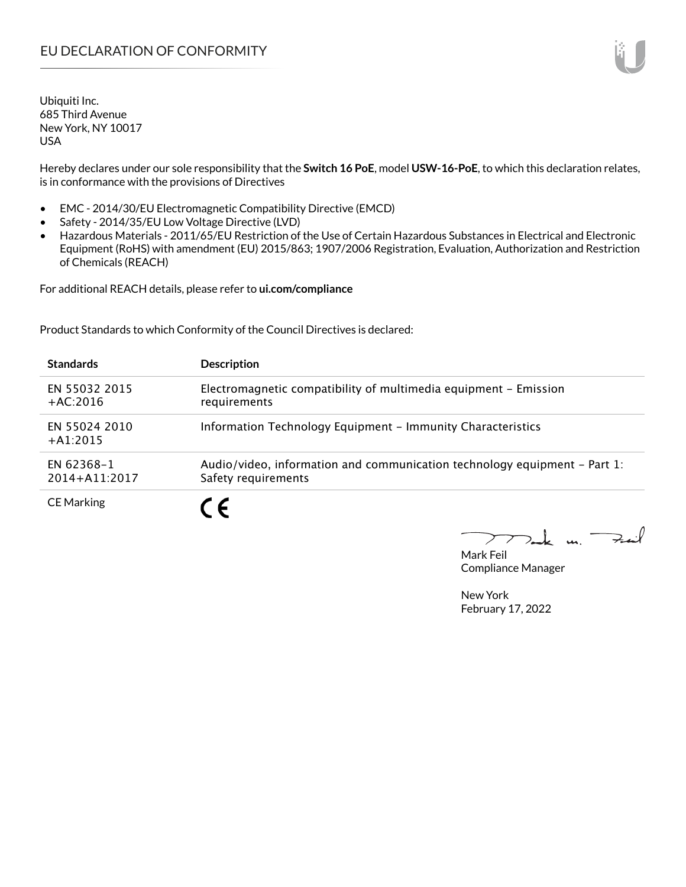# EU DECLARATION OF CONFORMITY

Ubiquiti Inc.
685 Third Avenue
New York, NY 10017
USA

Hereby declares under our sole responsibility that the **Switch 16 PoE**, model **USW-16-PoE**, to which this declaration relates, is in conformance with the provisions of Directives

- EMC - 2014/30/EU Electromagnetic Compatibility Directive (EMCD)
- Safety - 2014/35/EU Low Voltage Directive (LVD)
- Hazardous Materials - 2011/65/EU Restriction of the Use of Certain Hazardous Substances in Electrical and Electronic Equipment (RoHS) with amendment (EU) 2015/863; 1907/2006 Registration, Evaluation, Authorization and Restriction of Chemicals (REACH)

For additional REACH details, please refer to **ui.com/compliance**

Product Standards to which Conformity of the Council Directives is declared:

| Standards | Description |
|---|---|
| EN 55032 2015 +AC:2016 | Electromagnetic compatibility of multimedia equipment – Emission requirements |
| EN 55024 2010 +A1:2015 | Information Technology Equipment – Immunity Characteristics |
| EN 62368-1 2014+A11:2017 | Audio/video, information and communication technology equipment – Part 1: Safety requirements |
| CE Marking | CE |

Mark Feil
Compliance Manager

New York
February 17, 2022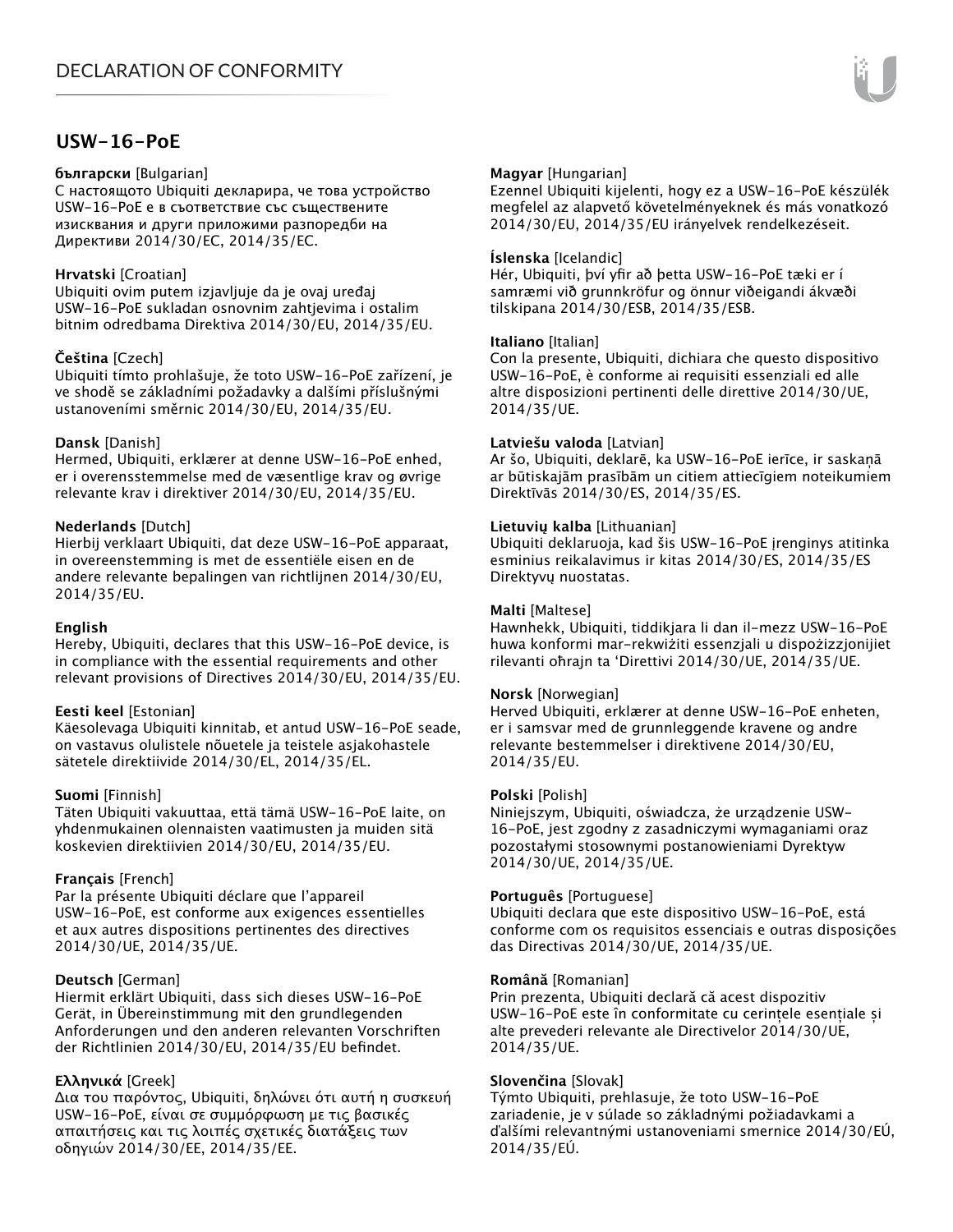# USW-16-PoE

**български** [Bulgarian]
С настоящото Ubiquiti декларира, че това устройство USW-16-PoE е в съответствие със съществените изисквания и други приложими разпоредби на Директиви 2014/30/ЕС, 2014/35/ЕС.

**Hrvatski** [Croatian]
Ubiquiti ovim putem izjavljuje da je ovaj uređaj USW-16-PoE sukladan osnovnim zahtjevima i ostalim bitnim odredbama Direktiva 2014/30/EU, 2014/35/EU.

**Čeština** [Czech]
Ubiquiti tímto prohlašuje, že toto USW-16-PoE zařízení, je ve shodě se základními požadavky a dalšími příslušnými ustanoveními směrnic 2014/30/EU, 2014/35/EU.

**Dansk** [Danish]
Hermed, Ubiquiti, erklærer at denne USW-16-PoE enhed, er i overensstemmelse med de væsentlige krav og øvrige relevante krav i direktiver 2014/30/EU, 2014/35/EU.

**Nederlands** [Dutch]
Hierbij verklaart Ubiquiti, dat deze USW-16-PoE apparaat, in overeenstemming is met de essentiële eisen en de andere relevante bepalingen van richtlijnen 2014/30/EU, 2014/35/EU.

**English**
Hereby, Ubiquiti, declares that this USW-16-PoE device, is in compliance with the essential requirements and other relevant provisions of Directives 2014/30/EU, 2014/35/EU.

**Eesti keel** [Estonian]
Käesolevaga Ubiquiti kinnitab, et antud USW-16-PoE seade, on vastavus olulistele nõuetele ja teistele asjakohastele sätetele direktiivide 2014/30/EL, 2014/35/EL.

**Suomi** [Finnish]
Täten Ubiquiti vakuuttaa, että tämä USW-16-PoE laite, on yhdenmukainen olennaisten vaatimusten ja muiden sitä koskevien direktiivien 2014/30/EU, 2014/35/EU.

**Français** [French]
Par la présente Ubiquiti déclare que l'appareil USW-16-PoE, est conforme aux exigences essentielles et aux autres dispositions pertinentes des directives 2014/30/UE, 2014/35/UE.

**Deutsch** [German]
Hiermit erklärt Ubiquiti, dass sich dieses USW-16-PoE Gerät, in Übereinstimmung mit den grundlegenden Anforderungen und den anderen relevanten Vorschriften der Richtlinien 2014/30/EU, 2014/35/EU befindet.

**Ελληνικά** [Greek]
Δια του παρόντος, Ubiquiti, δηλώνει ότι αυτή η συσκευή USW-16-PoE, είναι σε συμμόρφωση με τις βασικές απαιτήσεις και τις λοιπές σχετικές διατάξεις των οδηγιών 2014/30/EE, 2014/35/EE.

**Magyar** [Hungarian]
Ezennel Ubiquiti kijelenti, hogy ez a USW-16-PoE készülék megfelel az alapvető követelményeknek és más vonatkozó 2014/30/EU, 2014/35/EU irányelvek rendelkezéseit.

**Íslenska** [Icelandic]
Hér, Ubiquiti, því yfir að þetta USW-16-PoE tæki er í samræmi við grunnkröfur og önnur viðeigandi ákvæði tilskipana 2014/30/ESB, 2014/35/ESB.

**Italiano** [Italian]
Con la presente, Ubiquiti, dichiara che questo dispositivo USW-16-PoE, è conforme ai requisiti essenziali ed alle altre disposizioni pertinenti delle direttive 2014/30/UE, 2014/35/UE.

**Latviešu valoda** [Latvian]
Ar šo, Ubiquiti, deklarē, ka USW-16-PoE ierīce, ir saskaņā ar būtiskajām prasībām un citiem attiecīgiem noteikumiem Direktīvās 2014/30/ES, 2014/35/ES.

**Lietuvių kalba** [Lithuanian]
Ubiquiti deklaruoja, kad šis USW-16-PoE įrenginys atitinka esminius reikalavimus ir kitas 2014/30/ES, 2014/35/ES Direktyvų nuostatas.

**Malti** [Maltese]
Hawnhekk, Ubiquiti, tiddikjara li dan il-mezz USW-16-PoE huwa konformi mar-rekwiżiti essenzjali u dispożizzjonijiet rilevanti oħrajn ta 'Direttivi 2014/30/UE, 2014/35/UE.

**Norsk** [Norwegian]
Herved Ubiquiti, erklærer at denne USW-16-PoE enheten, er i samsvar med de grunnleggende kravene og andre relevante bestemmelser i direktivene 2014/30/EU, 2014/35/EU.

**Polski** [Polish]
Niniejszym, Ubiquiti, oświadcza, że urządzenie USW-16-PoE, jest zgodny z zasadniczymi wymaganiami oraz pozostałymi stosownymi postanowieniami Dyrektyw 2014/30/UE, 2014/35/UE.

**Português** [Portuguese]
Ubiquiti declara que este dispositivo USW-16-PoE, está conforme com os requisitos essenciais e outras disposições das Directivas 2014/30/UE, 2014/35/UE.

**Română** [Romanian]
Prin prezenta, Ubiquiti declară că acest dispozitiv USW-16-PoE este în conformitate cu cerințele esențiale și alte prevederi relevante ale Directivelor 2014/30/UE, 2014/35/UE.

**Slovenčina** [Slovak]
Týmto Ubiquiti, prehlasuje, že toto USW-16-PoE zariadenie, je v súlade so základnými požiadavkami a ďalšími relevantnými ustanoveniami smernice 2014/30/EÚ, 2014/35/EÚ.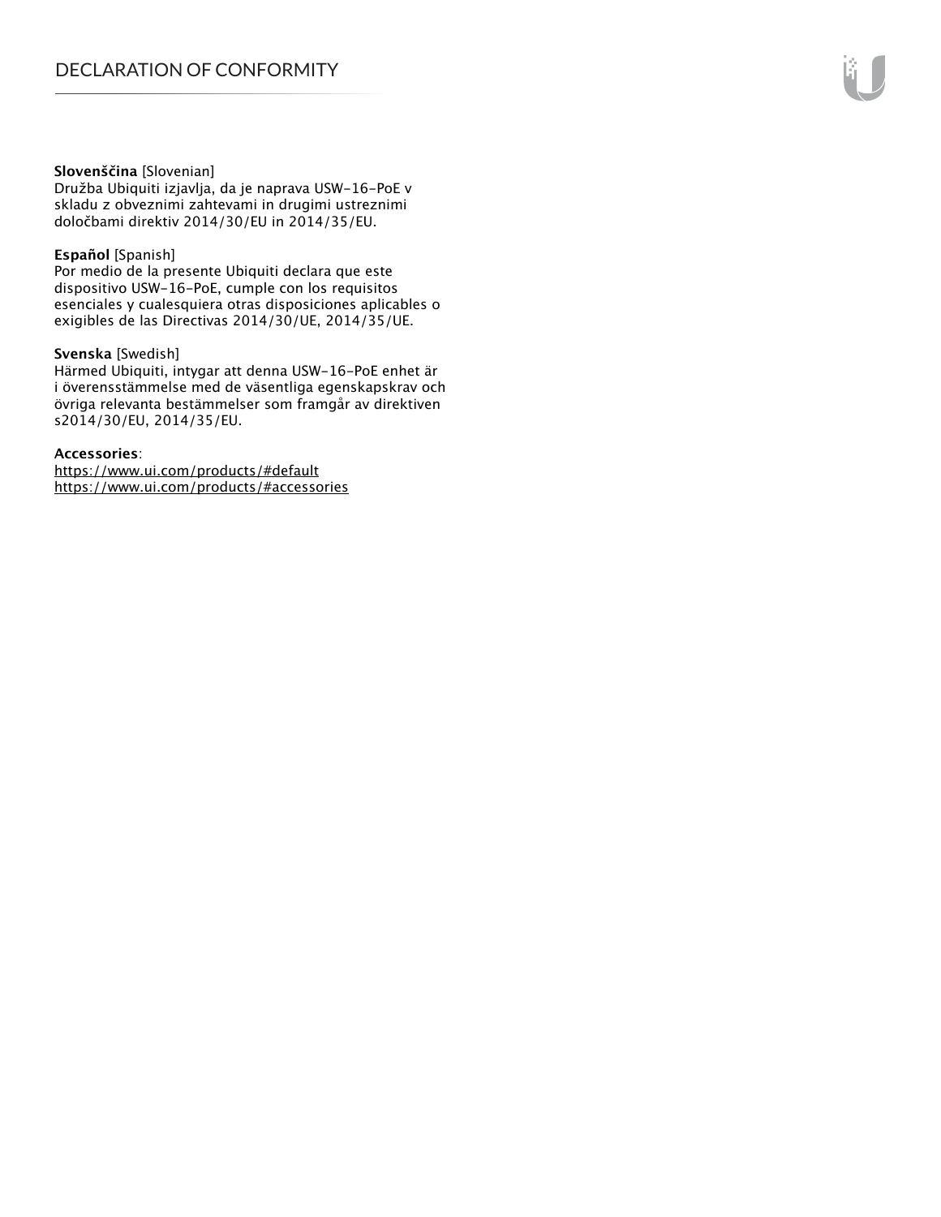**Slovenščina** [Slovenian]
Družba Ubiquiti izjavlja, da je naprava USW-16-PoE v skladu z obveznimi zahtevami in drugimi ustreznimi določbami direktiv 2014/30/EU in 2014/35/EU.

**Español** [Spanish]
Por medio de la presente Ubiquiti declara que este dispositivo USW-16-PoE, cumple con los requisitos esenciales y cualesquiera otras disposiciones aplicables o exigibles de las Directivas 2014/30/UE, 2014/35/UE.

**Svenska** [Swedish]
Härmed Ubiquiti, intygar att denna USW-16-PoE enhet är i överensstämmelse med de väsentliga egenskapskrav och övriga relevanta bestämmelser som framgår av direktiven s2014/30/EU, 2014/35/EU.

**Accessories**:
https://www.ui.com/products/#default
https://www.ui.com/products/#accessories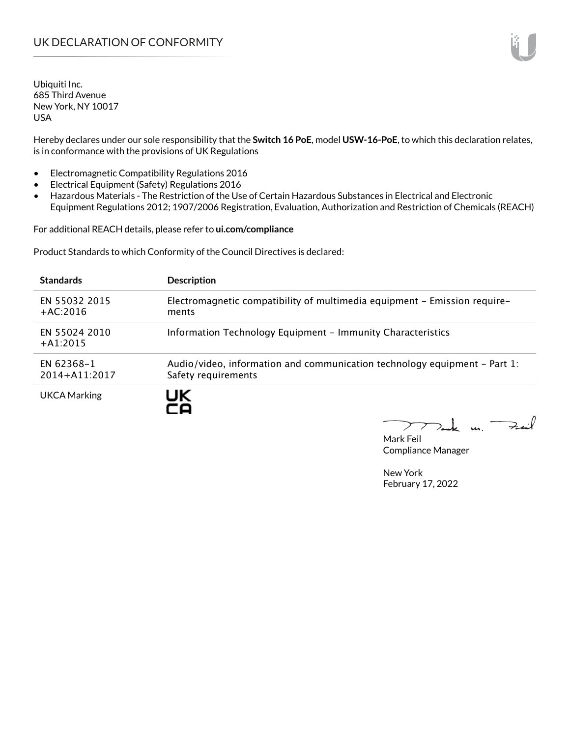# UK DECLARATION OF CONFORMITY

Ubiquiti Inc.
685 Third Avenue
New York, NY 10017
USA

Hereby declares under our sole responsibility that the **Switch 16 PoE**, model **USW-16-PoE**, to which this declaration relates, is in conformance with the provisions of UK Regulations

- Electromagnetic Compatibility Regulations 2016
- Electrical Equipment (Safety) Regulations 2016
- Hazardous Materials - The Restriction of the Use of Certain Hazardous Substances in Electrical and Electronic Equipment Regulations 2012; 1907/2006 Registration, Evaluation, Authorization and Restriction of Chemicals (REACH)

For additional REACH details, please refer to **ui.com/compliance**

Product Standards to which Conformity of the Council Directives is declared:

| Standards | Description |
| --- | --- |
| EN 55032 2015 +AC:2016 | Electromagnetic compatibility of multimedia equipment – Emission requirements |
| EN 55024 2010 +A1:2015 | Information Technology Equipment – Immunity Characteristics |
| EN 62368-1 2014+A11:2017 | Audio/video, information and communication technology equipment – Part 1: Safety requirements |
| UKCA Marking | UK CA |

Mark Feil
Compliance Manager

New York
February 17, 2022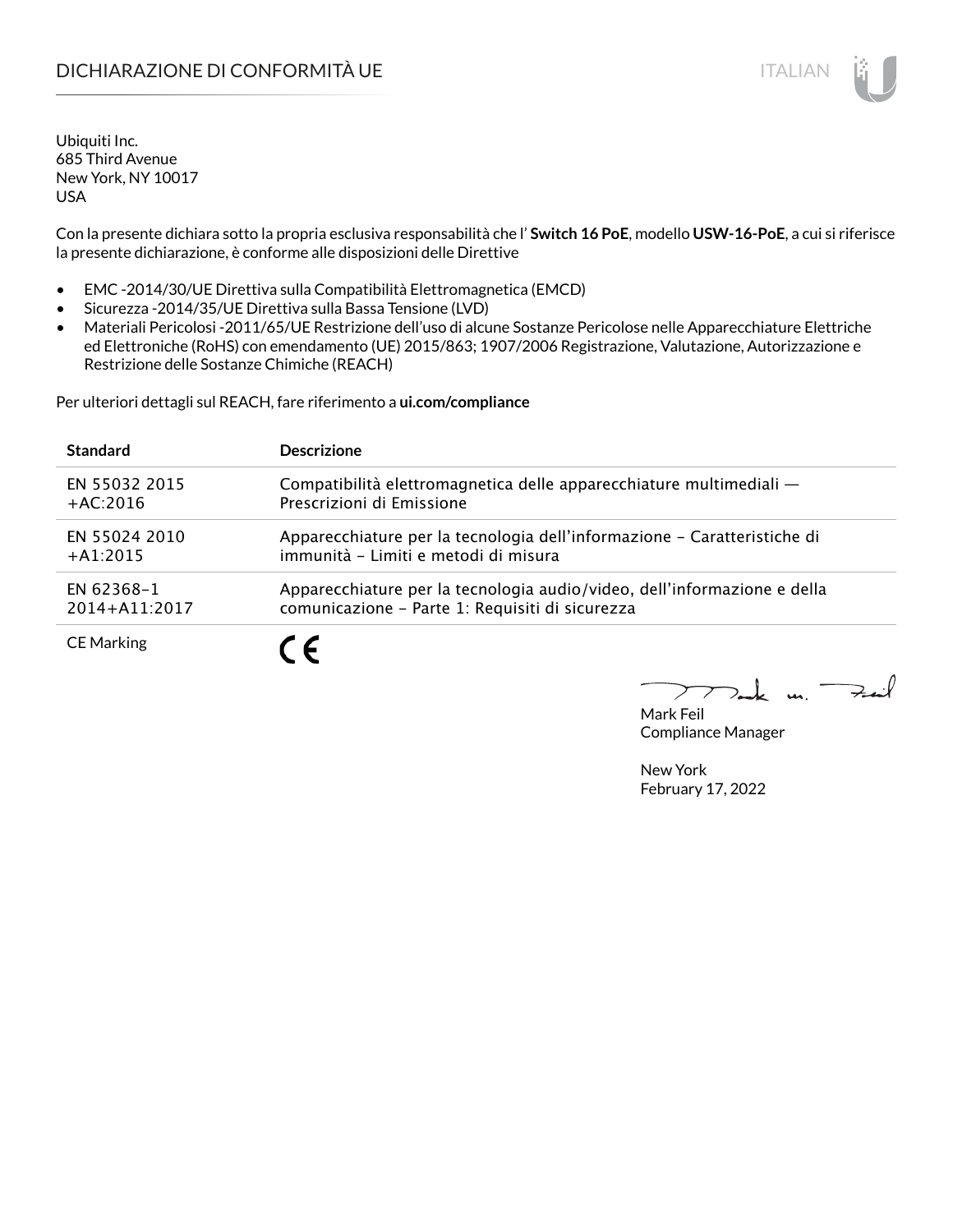# DICHIARAZIONE DI CONFORMITÀ UE

Ubiquiti Inc.
685 Third Avenue
New York, NY 10017
USA

Con la presente dichiara sotto la propria esclusiva responsabilità che l' **Switch 16 PoE**, modello **USW-16-PoE**, a cui si riferisce la presente dichiarazione, è conforme alle disposizioni delle Direttive

- EMC -2014/30/UE Direttiva sulla Compatibilità Elettromagnetica (EMCD)
- Sicurezza -2014/35/UE Direttiva sulla Bassa Tensione (LVD)
- Materiali Pericolosi -2011/65/UE Restrizione dell'uso di alcune Sostanze Pericolose nelle Apparecchiature Elettriche ed Elettroniche (RoHS) con emendamento (UE) 2015/863; 1907/2006 Registrazione, Valutazione, Autorizzazione e Restrizione delle Sostanze Chimiche (REACH)

Per ulteriori dettagli sul REACH, fare riferimento a **ui.com/compliance**

| Standard | Descrizione |
|---|---|
| EN 55032 2015 +AC:2016 | Compatibilità elettromagnetica delle apparecchiature multimediali — Prescrizioni di Emissione |
| EN 55024 2010 +A1:2015 | Apparecchiature per la tecnologia dell'informazione – Caratteristiche di immunità – Limiti e metodi di misura |
| EN 62368–1 2014+A11:2017 | Apparecchiature per la tecnologia audio/video, dell'informazione e della comunicazione – Parte 1: Requisiti di sicurezza |
| CE Marking | CE |

Mark Feil
Compliance Manager

New York
February 17, 2022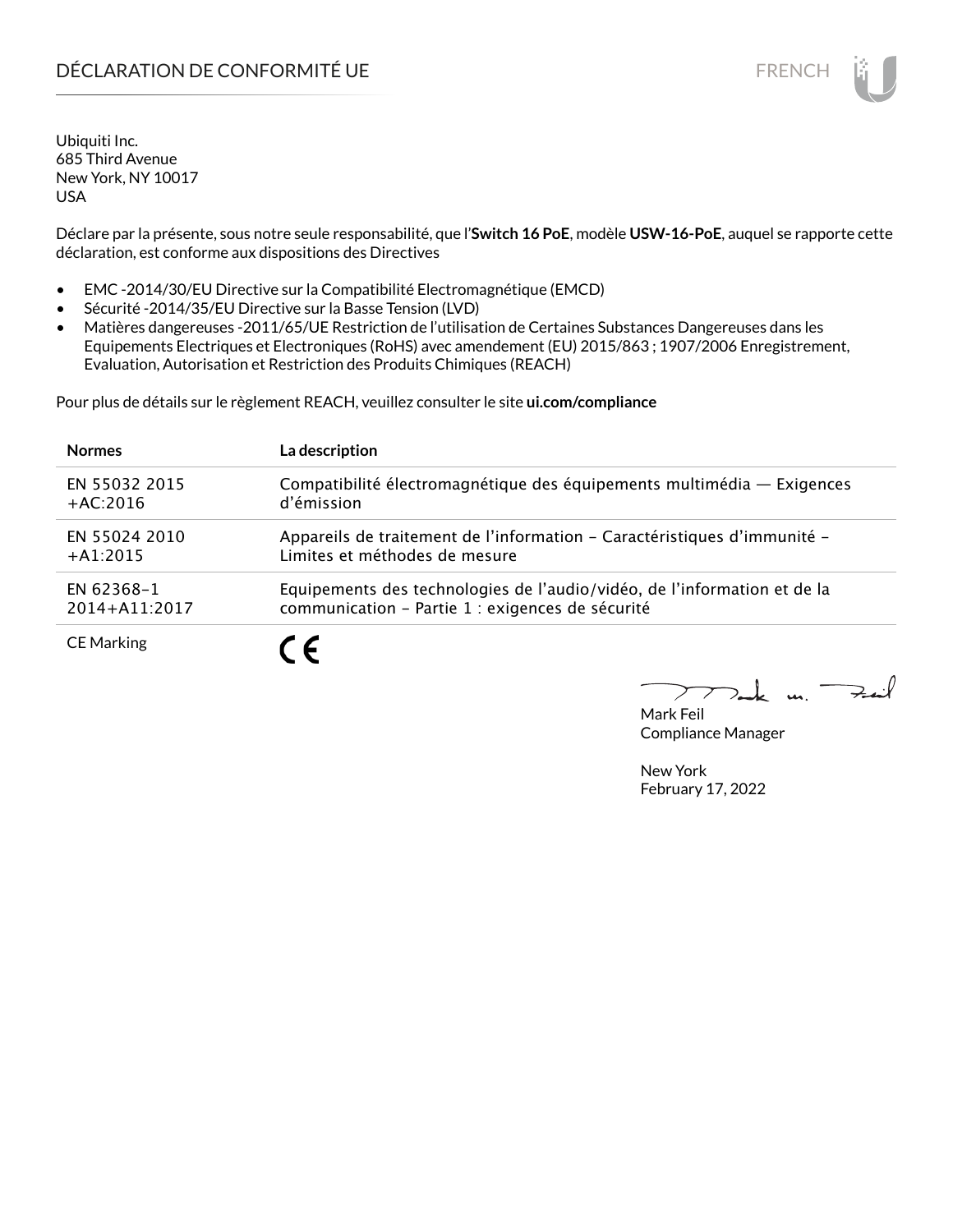# DÉCLARATION DE CONFORMITÉ UE

Ubiquiti Inc.
685 Third Avenue
New York, NY 10017
USA

Déclare par la présente, sous notre seule responsabilité, que l'**Switch 16 PoE**, modèle **USW-16-PoE**, auquel se rapporte cette déclaration, est conforme aux dispositions des Directives

- EMC -2014/30/EU Directive sur la Compatibilité Electromagnétique (EMCD)
- Sécurité -2014/35/EU Directive sur la Basse Tension (LVD)
- Matières dangereuses -2011/65/UE Restriction de l'utilisation de Certaines Substances Dangereuses dans les Equipements Electriques et Electroniques (RoHS) avec amendement (EU) 2015/863 ; 1907/2006 Enregistrement, Evaluation, Autorisation et Restriction des Produits Chimiques (REACH)

Pour plus de détails sur le règlement REACH, veuillez consulter le site **ui.com/compliance**

| Normes | La description |
|---|---|
| EN 55032 2015 +AC:2016 | Compatibilité électromagnétique des équipements multimédia — Exigences d'émission |
| EN 55024 2010 +A1:2015 | Appareils de traitement de l'information – Caractéristiques d'immunité – Limites et méthodes de mesure |
| EN 62368–1 2014+A11:2017 | Equipements des technologies de l'audio/vidéo, de l'information et de la communication – Partie 1 : exigences de sécurité |
| CE Marking | CE |

Mark Feil
Compliance Manager

New York
February 17, 2022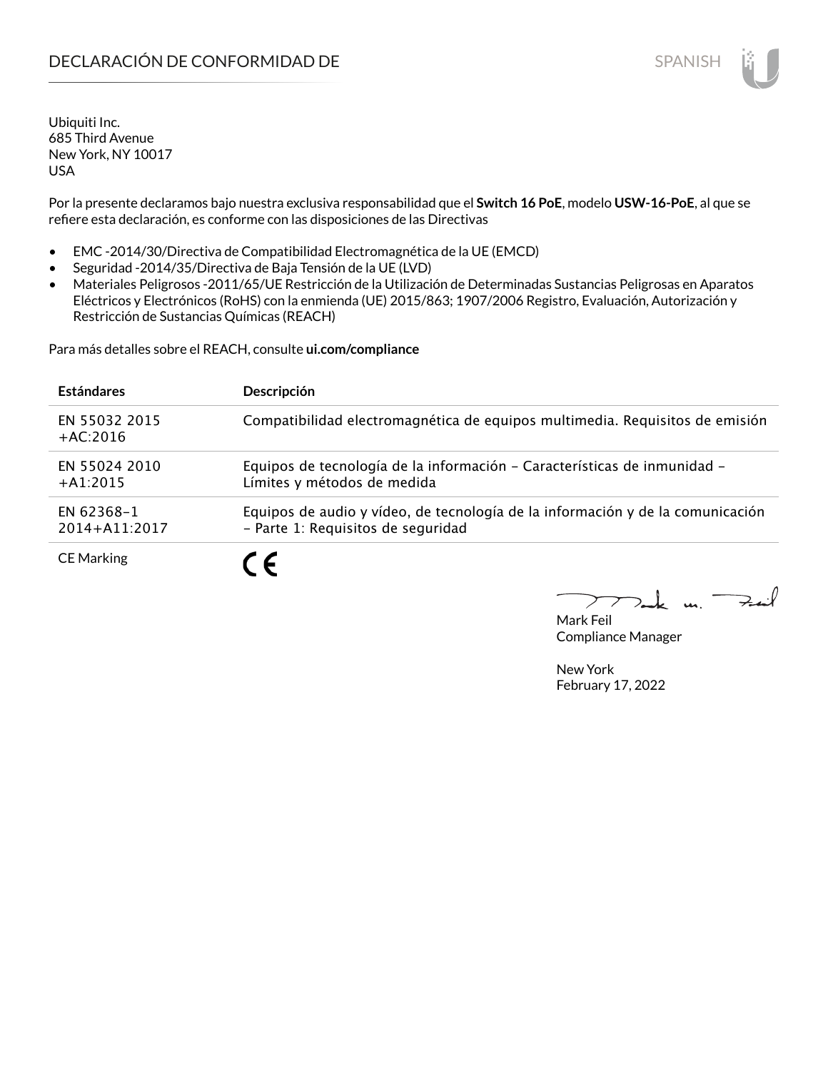# DECLARACIÓN DE CONFORMIDAD DE

SPANISH

Ubiquiti Inc.
685 Third Avenue
New York, NY 10017
USA

Por la presente declaramos bajo nuestra exclusiva responsabilidad que el **Switch 16 PoE**, modelo **USW-16-PoE**, al que se refiere esta declaración, es conforme con las disposiciones de las Directivas

- EMC -2014/30/Directiva de Compatibilidad Electromagnética de la UE (EMCD)
- Seguridad -2014/35/Directiva de Baja Tensión de la UE (LVD)
- Materiales Peligrosos -2011/65/UE Restricción de la Utilización de Determinadas Sustancias Peligrosas en Aparatos Eléctricos y Electrónicos (RoHS) con la enmienda (UE) 2015/863; 1907/2006 Registro, Evaluación, Autorización y Restricción de Sustancias Químicas (REACH)

Para más detalles sobre el REACH, consulte **ui.com/compliance**

| Estándares | Descripción |
| --- | --- |
| EN 55032 2015 +AC:2016 | Compatibilidad electromagnética de equipos multimedia. Requisitos de emisión |
| EN 55024 2010 +A1:2015 | Equipos de tecnología de la información – Características de inmunidad – Límites y métodos de medida |
| EN 62368–1 2014+A11:2017 | Equipos de audio y vídeo, de tecnología de la información y de la comunicación – Parte 1: Requisitos de seguridad |
| CE Marking | CE |

Mark Feil
Compliance Manager

New York
February 17, 2022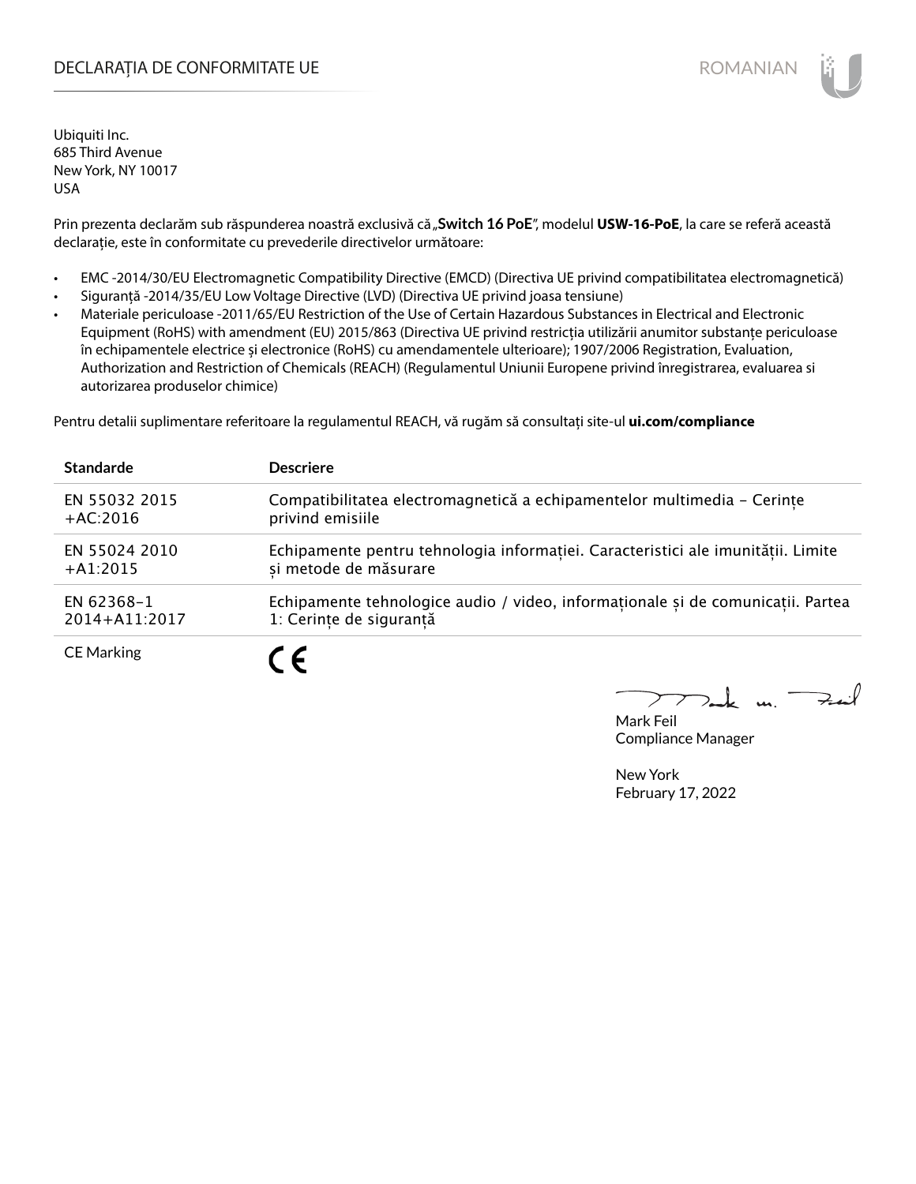# DECLARAȚIA DE CONFORMITATE UE

Ubiquiti Inc.
685 Third Avenue
New York, NY 10017
USA

Prin prezenta declarăm sub răspunderea noastră exclusivă că „**Switch 16 PoE**", modelul **USW-16-PoE**, la care se referă această declarație, este în conformitate cu prevederile directivelor următoare:

- EMC -2014/30/EU Electromagnetic Compatibility Directive (EMCD) (Directiva UE privind compatibilitatea electromagnetică)
- Siguranță -2014/35/EU Low Voltage Directive (LVD) (Directiva UE privind joasa tensiune)
- Materiale periculoase -2011/65/EU Restriction of the Use of Certain Hazardous Substances in Electrical and Electronic Equipment (RoHS) with amendment (EU) 2015/863 (Directiva UE privind restricția utilizării anumitor substanțe periculoase în echipamentele electrice și electronice (RoHS) cu amendamentele ulterioare); 1907/2006 Registration, Evaluation, Authorization and Restriction of Chemicals (REACH) (Regulamentul Uniunii Europene privind înregistrarea, evaluarea si autorizarea produselor chimice)

Pentru detalii suplimentare referitoare la regulamentul REACH, vă rugăm să consultați site-ul **ui.com/compliance**

| Standarde | Descriere |
|---|---|
| EN 55032 2015 +AC:2016 | Compatibilitatea electromagnetică a echipamentelor multimedia – Cerințe privind emisiile |
| EN 55024 2010 +A1:2015 | Echipamente pentru tehnologia informației. Caracteristici ale imunității. Limite și metode de măsurare |
| EN 62368-1 2014+A11:2017 | Echipamente tehnologice audio / video, informaționale și de comunicații. Partea 1: Cerințe de siguranță |
| CE Marking | CE |

Mark Feil
Compliance Manager

New York
February 17, 2022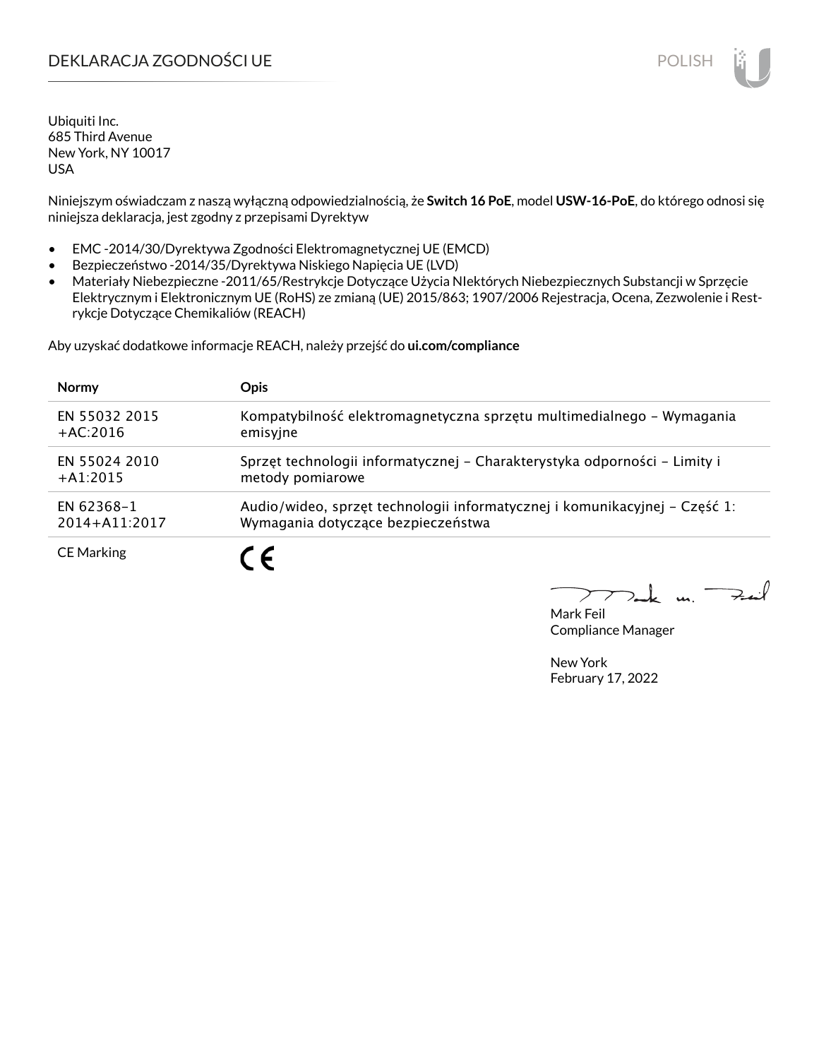# DEKLARACJA ZGODNOŚCI UE

Ubiquiti Inc.
685 Third Avenue
New York, NY 10017
USA

Niniejszym oświadczam z naszą wyłączną odpowiedzialnością, że **Switch 16 PoE**, model **USW-16-PoE**, do którego odnosi się niniejsza deklaracja, jest zgodny z przepisami Dyrektyw

- EMC -2014/30/Dyrektywa Zgodności Elektromagnetycznej UE (EMCD)
- Bezpieczeństwo -2014/35/Dyrektywa Niskiego Napięcia UE (LVD)
- Materiały Niebezpieczne -2011/65/Restrykcje Dotyczące Użycia NIektórych Niebezpiecznych Substancji w Sprzęcie Elektrycznym i Elektronicznym UE (RoHS) ze zmianą (UE) 2015/863; 1907/2006 Rejestracja, Ocena, Zezwolenie i Restrykcje Dotyczące Chemikaliów (REACH)

Aby uzyskać dodatkowe informacje REACH, należy przejść do **ui.com/compliance**

| Normy | Opis |
|---|---|
| EN 55032 2015 +AC:2016 | Kompatybilność elektromagnetyczna sprzętu multimedialnego – Wymagania emisyjne |
| EN 55024 2010 +A1:2015 | Sprzęt technologii informatycznej – Charakterystyka odporności – Limity i metody pomiarowe |
| EN 62368–1 2014+A11:2017 | Audio/wideo, sprzęt technologii informatycznej i komunikacyjnej – Część 1: Wymagania dotyczące bezpieczeństwa |
| CE Marking | CE |

Mark Feil
Compliance Manager

New York
February 17, 2022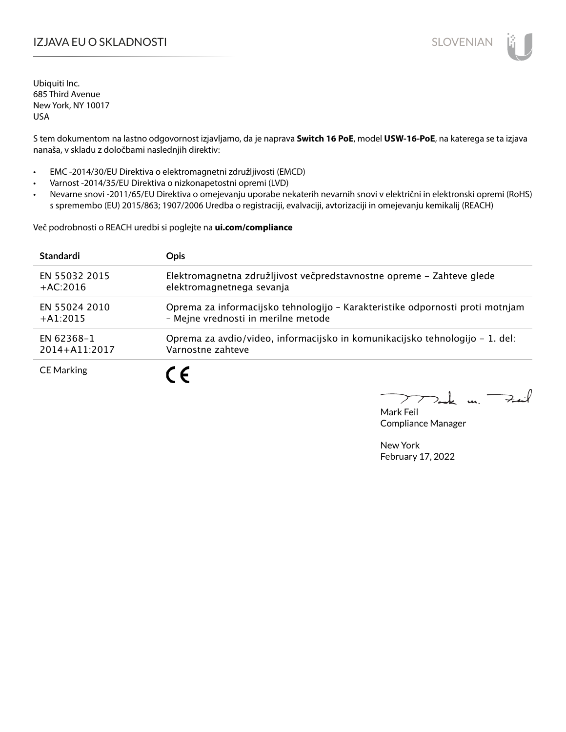# IZJAVA EU O SKLADNOSTI

Ubiquiti Inc.
685 Third Avenue
New York, NY 10017
USA

S tem dokumentom na lastno odgovornost izjavljamo, da je naprava **Switch 16 PoE**, model **USW-16-PoE**, na katerega se ta izjava nanaša, v skladu z določbami naslednjih direktiv:

- EMC -2014/30/EU Direktiva o elektromagnetni združljivosti (EMCD)
- Varnost -2014/35/EU Direktiva o nizkonapetostni opremi (LVD)
- Nevarne snovi -2011/65/EU Direktiva o omejevanju uporabe nekaterih nevarnih snovi v električni in elektronski opremi (RoHS) s spremembo (EU) 2015/863; 1907/2006 Uredba o registraciji, evalvaciji, avtorizaciji in omejevanju kemikalij (REACH)

Več podrobnosti o REACH uredbi si poglejte na **ui.com/compliance**

| Standardi | Opis |
| --- | --- |
| EN 55032 2015 +AC:2016 | Elektromagnetna združljivost večpredstavnostne opreme – Zahteve glede elektromagnetnega sevanja |
| EN 55024 2010 +A1:2015 | Oprema za informacijsko tehnologijo – Karakteristike odpornosti proti motnjam – Mejne vrednosti in merilne metode |
| EN 62368-1 2014+A11:2017 | Oprema za avdio/video, informacijsko in komunikacijsko tehnologijo – 1. del: Varnostne zahteve |
| CE Marking | CE |

Mark Feil
Compliance Manager

New York
February 17, 2022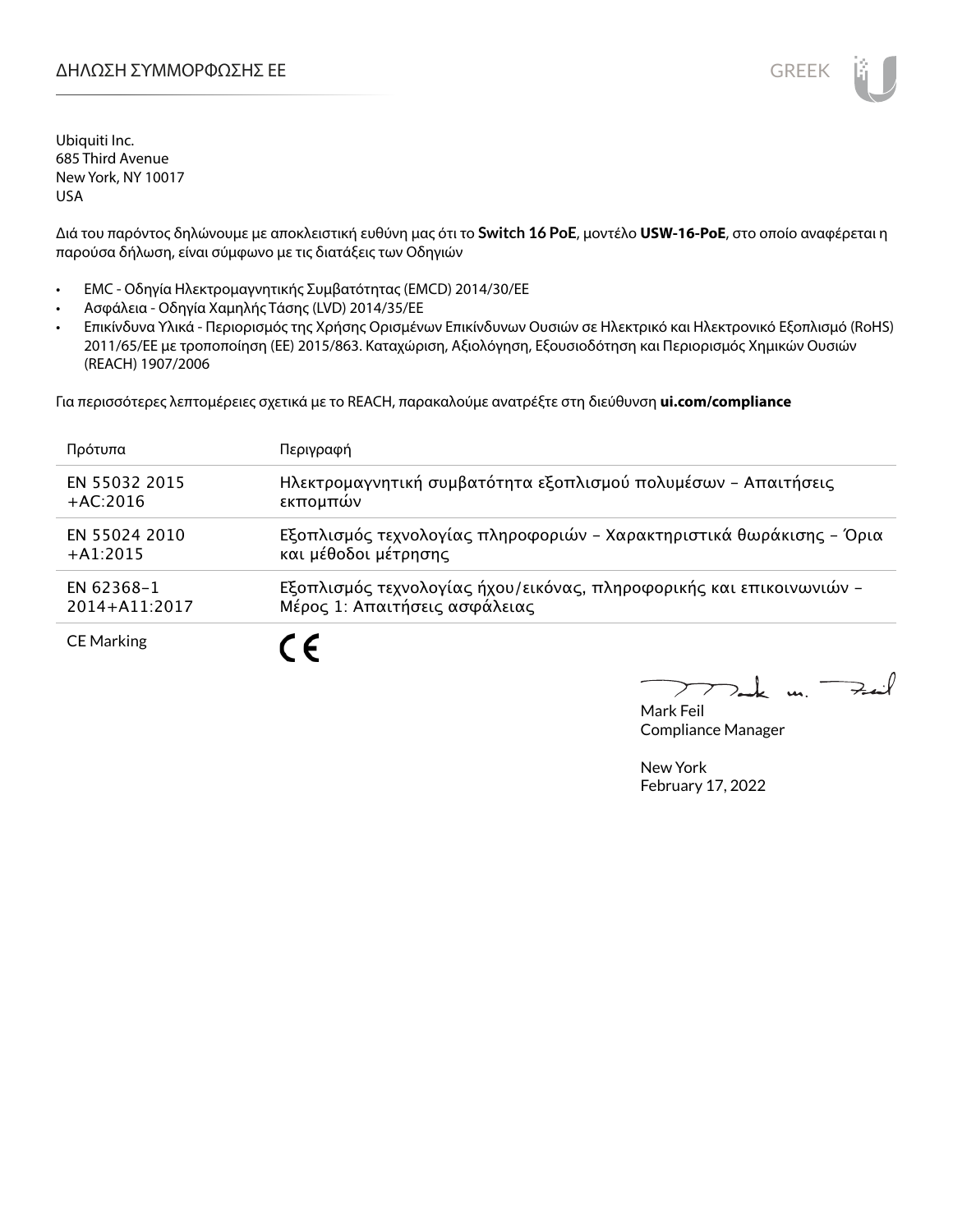# ΔΗΛΩΣΗ ΣΥΜΜΟΡΦΩΣΗΣ ΕΕ

Ubiquiti Inc.
685 Third Avenue
New York, NY 10017
USA

Διά του παρόντος δηλώνουμε με αποκλειστική ευθύνη μας ότι το **Switch 16 PoE**, μοντέλο **USW-16-PoE**, στο οποίο αναφέρεται η παρούσα δήλωση, είναι σύμφωνο με τις διατάξεις των Οδηγιών

- EMC - Οδηγία Ηλεκτρομαγνητικής Συμβατότητας (EMCD) 2014/30/ΕΕ
- Ασφάλεια - Οδηγία Χαμηλής Τάσης (LVD) 2014/35/ΕΕ
- Επικίνδυνα Υλικά - Περιορισμός της Χρήσης Ορισμένων Επικίνδυνων Ουσιών σε Ηλεκτρικό και Ηλεκτρονικό Εξοπλισμό (RoHS) 2011/65/ΕΕ με τροποποίηση (ΕΕ) 2015/863. Καταχώριση, Αξιολόγηση, Εξουσιοδότηση και Περιορισμός Χημικών Ουσιών (REACH) 1907/2006

Για περισσότερες λεπτομέρειες σχετικά με το REACH, παρακαλούμε ανατρέξτε στη διεύθυνση **ui.com/compliance**

| Πρότυπα | Περιγραφή |
|---|---|
| EN 55032 2015 +AC:2016 | Ηλεκτρομαγνητική συμβατότητα εξοπλισμού πολυμέσων – Απαιτήσεις εκπομπών |
| EN 55024 2010 +A1:2015 | Εξοπλισμός τεχνολογίας πληροφοριών – Χαρακτηριστικά θωράκισης – Όρια και μέθοδοι μέτρησης |
| EN 62368-1 2014+A11:2017 | Εξοπλισμός τεχνολογίας ήχου/εικόνας, πληροφορικής και επικοινωνιών – Μέρος 1: Απαιτήσεις ασφάλειας |
| CE Marking | CE |

Mark Feil
Compliance Manager

New York
February 17, 2022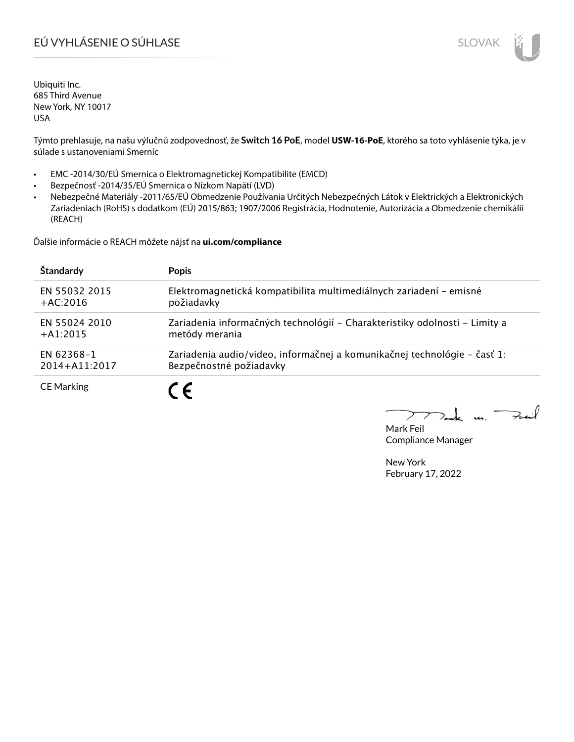# EÚ VYHLÁSENIE O SÚHLASE

Ubiquiti Inc.
685 Third Avenue
New York, NY 10017
USA

Týmto prehlasuje, na našu výlučnú zodpovednosť, že **Switch 16 PoE**, model **USW-16-PoE**, ktorého sa toto vyhlásenie týka, je v súlade s ustanoveniami Smerníc

- EMC -2014/30/EÚ Smernica o Elektromagnetickej Kompatibilite (EMCD)
- Bezpečnosť -2014/35/EÚ Smernica o Nízkom Napätí (LVD)
- Nebezpečné Materiály -2011/65/EÚ Obmedzenie Používania Určitých Nebezpečných Látok v Elektrických a Elektronických Zariadeniach (RoHS) s dodatkom (EÚ) 2015/863; 1907/2006 Registrácia, Hodnotenie, Autorizácia a Obmedzenie chemikálií (REACH)

Ďalšie informácie o REACH môžete nájsť na **ui.com/compliance**

| Štandardy | Popis |
|---|---|
| EN 55032 2015 +AC:2016 | Elektromagnetická kompatibilita multimediálnych zariadení – emisné požiadavky |
| EN 55024 2010 +A1:2015 | Zariadenia informačných technológií – Charakteristiky odolnosti – Limity a metódy merania |
| EN 62368-1 2014+A11:2017 | Zariadenia audio/video, informačnej a komunikačnej technológie – časť 1: Bezpečnostné požiadavky |
| CE Marking | CE |

Mark Feil
Compliance Manager

New York
February 17, 2022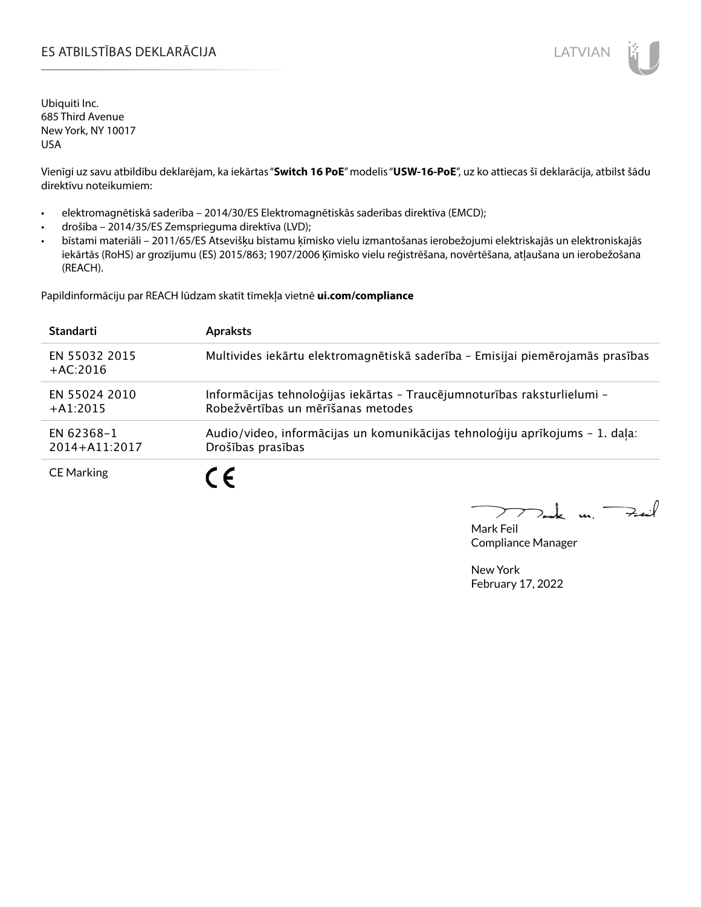# ES ATBILSTĪBAS DEKLARĀCIJA

Ubiquiti Inc.
685 Third Avenue
New York, NY 10017
USA

Vienīgi uz savu atbildību deklarējam, ka iekārtas "**Switch 16 PoE**" modelis "**USW-16-PoE**", uz ko attiecas šī deklarācija, atbilst šādu direktīvu noteikumiem:

- elektromagnētiskā saderība – 2014/30/ES Elektromagnētiskās saderības direktīva (EMCD);
- drošība – 2014/35/ES Zemsprieguma direktīva (LVD);
- bīstami materiāli – 2011/65/ES Atsevišķu bīstamu ķīmisko vielu izmantošanas ierobežojumi elektriskajās un elektroniskajās iekārtās (RoHS) ar grozījumu (ES) 2015/863; 1907/2006 Ķīmisko vielu reģistrēšana, novērtēšana, atļaušana un ierobežošana (REACH).

Papildinformāciju par REACH lūdzam skatīt tīmekļa vietnē **ui.com/compliance**

| Standarti | Apraksts |
|---|---|
| EN 55032 2015 +AC:2016 | Multivides iekārtu elektromagnētiskā saderība – Emisijai piemērojamās prasības |
| EN 55024 2010 +A1:2015 | Informācijas tehnoloģijas iekārtas – Traucējumnoturības raksturlielumi – Robežvērtības un mērīšanas metodes |
| EN 62368-1 2014+A11:2017 | Audio/video, informācijas un komunikācijas tehnoloģiju aprīkojums – 1. daļa: Drošības prasības |
| CE Marking | CE |

Mark Feil
Compliance Manager

New York
February 17, 2022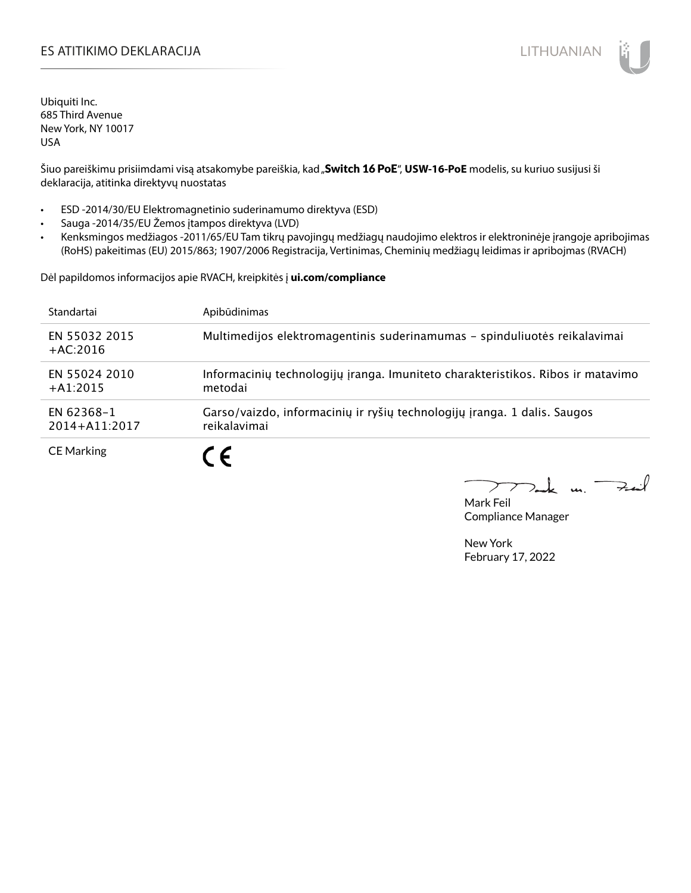# ES ATITIKIMO DEKLARACIJA

Ubiquiti Inc.
685 Third Avenue
New York, NY 10017
USA

Šiuo pareiškimu prisiimdami visą atsakomybe pareiškia, kad „**Switch 16 PoE**", **USW-16-PoE** modelis, su kuriuo susijusi ši deklaracija, atitinka direktyvų nuostatas

- ESD -2014/30/EU Elektromagnetinio suderinamumo direktyva (ESD)
- Sauga -2014/35/EU Žemos įtampos direktyva (LVD)
- Kenksmingos medžiagos -2011/65/EU Tam tikrų pavojingų medžiagų naudojimo elektros ir elektroninėje įrangoje apribojimas (RoHS) pakeitimas (EU) 2015/863; 1907/2006 Registracija, Vertinimas, Cheminių medžiagų leidimas ir apribojmas (RVACH)

Dėl papildomos informacijos apie RVACH, kreipkitės į **ui.com/compliance**

| Standartai | Apibūdinimas |
|---|---|
| EN 55032 2015 +AC:2016 | Multimedijos elektromagentinis suderinamumas – spinduliuotės reikalavimai |
| EN 55024 2010 +A1:2015 | Informacinių technologijų įranga. Imuniteto charakteristikos. Ribos ir matavimo metodai |
| EN 62368-1 2014+A11:2017 | Garso/vaizdo, informacinių ir ryšių technologijų įranga. 1 dalis. Saugos reikalavimai |
| CE Marking | CE |

Mark Feil
Compliance Manager

New York
February 17, 2022